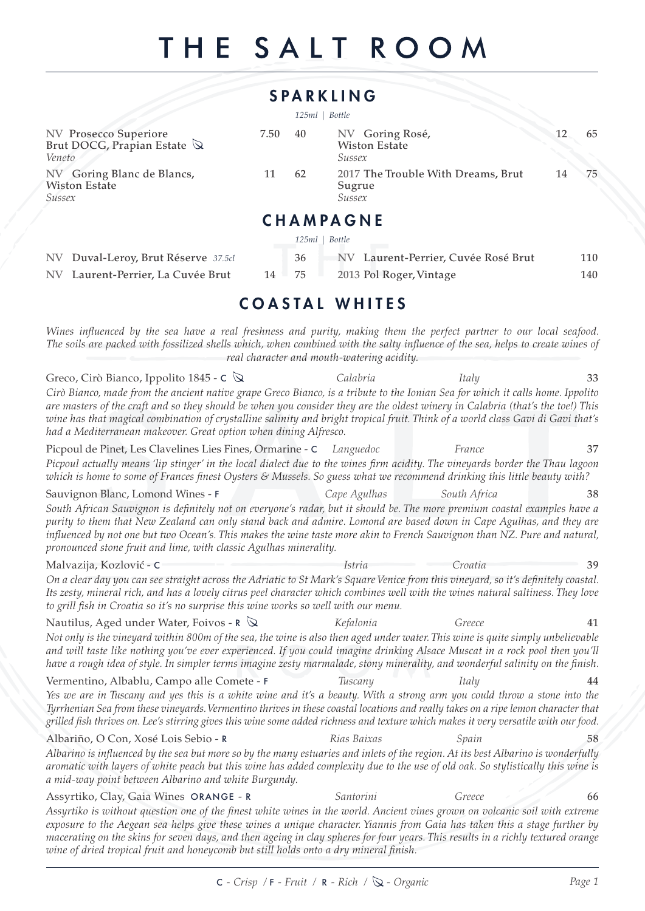# THE SALT ROOM

## SPARKLING

| Wine | 125ml | Bottle |
|---|---|---|
| NV Prosecco Superiore Brut DOCG, Prapian Estate (Organic) *Veneto* | 7.50 | 40 |
| NV Goring Blanc de Blancs, Wiston Estate *Sussex* | 11 | 62 |
| NV Goring Rosé, Wiston Estate *Sussex* | 12 | 65 |
| 2017 The Trouble With Dreams, Brut Sugrue *Sussex* | 14 | 75 |

## CHAMPAGNE

| Wine | 125ml | Bottle |
|---|---|---|
| NV Duval-Leroy, Brut Réserve *37.5cl* | | 36 |
| NV Laurent-Perrier, La Cuvée Brut | 14 | 75 |
| NV Laurent-Perrier, Cuvée Rosé Brut | | 110 |
| 2013 Pol Roger, Vintage | | 140 |

## COASTAL WHITES

*Wines influenced by the sea have a real freshness and purity, making them the perfect partner to our local seafood. The soils are packed with fossilized shells which, when combined with the salty influence of the sea, helps to create wines of real character and mouth-watering acidity.*

**Greco, Cirò Bianco, Ippolito 1845 - C (Organic)** — *Calabria* — *Italy* — **33**

*Cirò Bianco, made from the ancient native grape Greco Bianco, is a tribute to the Ionian Sea for which it calls home. Ippolito are masters of the craft and so they should be when you consider they are the oldest winery in Calabria (that's the toe!) This wine has that magical combination of crystalline salinity and bright tropical fruit. Think of a world class Gavi di Gavi that's had a Mediterranean makeover. Great option when dining Alfresco.*

**Picpoul de Pinet, Les Clavelines Lies Fines, Ormarine - C** — *Languedoc* — *France* — **37**

*Picpoul actually means 'lip stinger' in the local dialect due to the wines firm acidity. The vineyards border the Thau lagoon which is home to some of Frances finest Oysters & Mussels. So guess what we recommend drinking this little beauty with?*

**Sauvignon Blanc, Lomond Wines - F** — *Cape Agulhas* — *South Africa* — **38**

*South African Sauvignon is definitely not on everyone's radar, but it should be. The more premium coastal examples have a purity to them that New Zealand can only stand back and admire. Lomond are based down in Cape Agulhas, and they are influenced by not one but two Ocean's. This makes the wine taste more akin to French Sauvignon than NZ. Pure and natural, pronounced stone fruit and lime, with classic Agulhas minerality.*

**Malvazija, Kozlović - C** — *Istria* — *Croatia* — **39**

*On a clear day you can see straight across the Adriatic to St Mark's Square Venice from this vineyard, so it's definitely coastal. Its zesty, mineral rich, and has a lovely citrus peel character which combines well with the wines natural saltiness. They love to grill fish in Croatia so it's no surprise this wine works so well with our menu.*

**Nautilus, Aged under Water, Foivos - R (Organic)** — *Kefalonia* — *Greece* — **41**

*Not only is the vineyard within 800m of the sea, the wine is also then aged under water. This wine is quite simply unbelievable and will taste like nothing you've ever experienced. If you could imagine drinking Alsace Muscat in a rock pool then you'll have a rough idea of style. In simpler terms imagine zesty marmalade, stony minerality, and wonderful salinity on the finish.*

**Vermentino, Albablu, Campo alle Comete - F** — *Tuscany* — *Italy* — **44**

*Yes we are in Tuscany and yes this is a white wine and it's a beauty. With a strong arm you could throw a stone into the Tyrrhenian Sea from these vineyards. Vermentino thrives in these coastal locations and really takes on a ripe lemon character that grilled fish thrives on. Lee's stirring gives this wine some added richness and texture which makes it very versatile with our food.*

**Albariño, O Con, Xosé Lois Sebio - R** — *Rias Baixas* — *Spain* — **58**

*Albarino is influenced by the sea but more so by the many estuaries and inlets of the region. At its best Albarino is wonderfully aromatic with layers of white peach but this wine has added complexity due to the use of old oak. So stylistically this wine is a mid-way point between Albarino and white Burgundy.*

**Assyrtiko, Clay, Gaia Wines ORANGE - R** — *Santorini* — *Greece* — **66**

*Assyrtiko is without question one of the finest white wines in the world. Ancient vines grown on volcanic soil with extreme exposure to the Aegean sea helps give these wines a unique character. Yiannis from Gaia has taken this a stage further by macerating on the skins for seven days, and then ageing in clay spheres for four years. This results in a richly textured orange wine of dried tropical fruit and honeycomb but still holds onto a dry mineral finish.*

C - *Crisp* / F - *Fruit* / R - *Rich* / (Leaf symbol) - *Organic*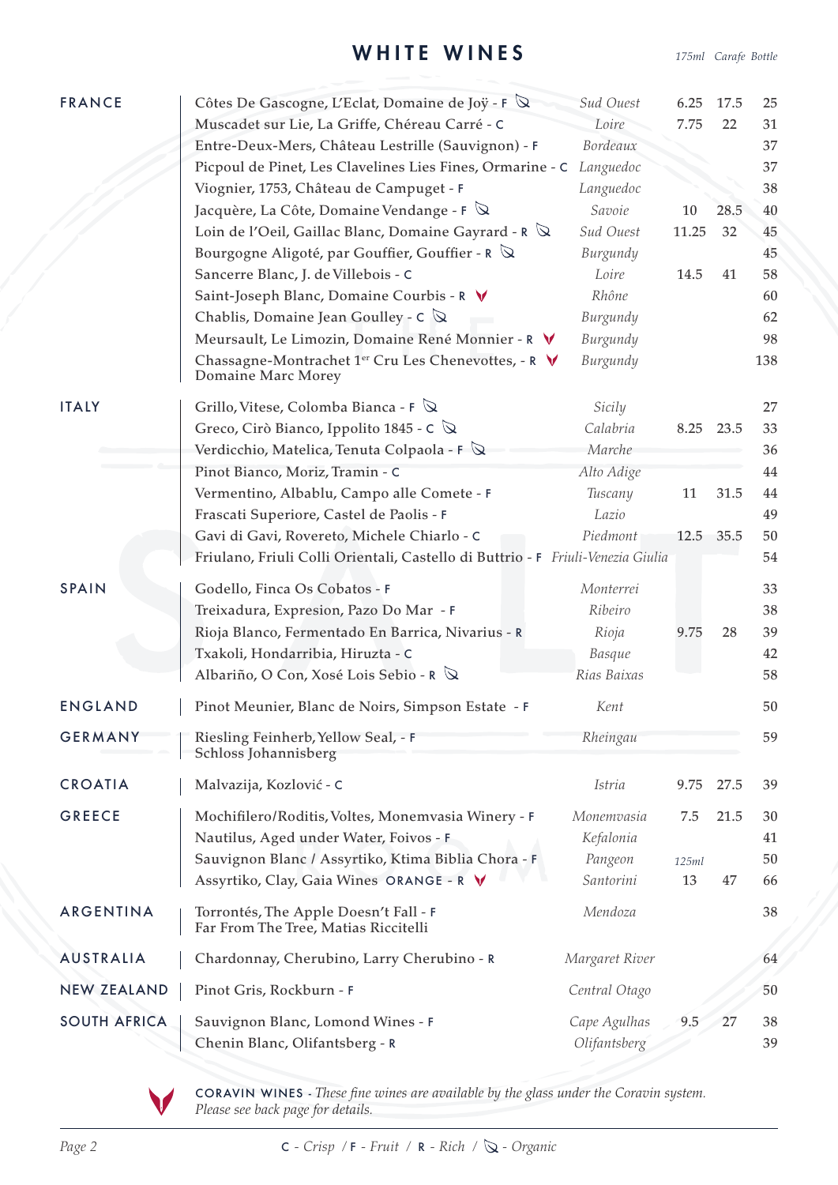# WHITE WINES

| Country | Wine | Region | 175ml | Carafe | Bottle |
|---|---|---|---|---|---|
| FRANCE | Côtes De Gascogne, L'Eclat, Domaine de Joÿ - F (Organic) | Sud Ouest | 6.25 | 17.5 | 25 |
| | Muscadet sur Lie, La Griffe, Chéreau Carré - C | Loire | 7.75 | 22 | 31 |
| | Entre-Deux-Mers, Château Lestrille (Sauvignon) - F | Bordeaux | | | 37 |
| | Picpoul de Pinet, Les Clavelines Lies Fines, Ormarine - C | Languedoc | | | 37 |
| | Viognier, 1753, Château de Campuget - F | Languedoc | | | 38 |
| | Jacquère, La Côte, Domaine Vendange - F (Organic) | Savoie | 10 | 28.5 | 40 |
| | Loin de l'Oeil, Gaillac Blanc, Domaine Gayrard - R (Organic) | Sud Ouest | 11.25 | 32 | 45 |
| | Bourgogne Aligoté, par Gouffier, Gouffier - R (Organic) | Burgundy | | | 45 |
| | Sancerre Blanc, J. de Villebois - C | Loire | 14.5 | 41 | 58 |
| | Saint-Joseph Blanc, Domaine Courbis - R (Coravin) | Rhône | | | 60 |
| | Chablis, Domaine Jean Goulley - C (Organic) | Burgundy | | | 62 |
| | Meursault, Le Limozin, Domaine René Monnier - R (Coravin) | Burgundy | | | 98 |
| | Chassagne-Montrachet 1er Cru Les Chenevottes, Domaine Marc Morey - R (Coravin) | Burgundy | | | 138 |
| ITALY | Grillo, Vitese, Colomba Bianca - F (Organic) | Sicily | | | 27 |
| | Greco, Cirò Bianco, Ippolito 1845 - C (Organic) | Calabria | 8.25 | 23.5 | 33 |
| | Verdicchio, Matelica, Tenuta Colpaola - F (Organic) | Marche | | | 36 |
| | Pinot Bianco, Moriz, Tramin - C | Alto Adige | | | 44 |
| | Vermentino, Albablu, Campo alle Comete - F | Tuscany | 11 | 31.5 | 44 |
| | Frascati Superiore, Castel de Paolis - F | Lazio | | | 49 |
| | Gavi di Gavi, Rovereto, Michele Chiarlo - C | Piedmont | 12.5 | 35.5 | 50 |
| | Friulano, Friuli Colli Orientali, Castello di Buttrio - F | Friuli-Venezia Giulia | | | 54 |
| SPAIN | Godello, Finca Os Cobatos - F | Monterrei | | | 33 |
| | Treixadura, Expresion, Pazo Do Mar - F | Ribeiro | | | 38 |
| | Rioja Blanco, Fermentado En Barrica, Nivarius - R | Rioja | 9.75 | 28 | 39 |
| | Txakoli, Hondarribia, Hiruzta - C | Basque | | | 42 |
| | Albariño, O Con, Xosé Lois Sebio - R (Organic) | Rias Baixas | | | 58 |
| ENGLAND | Pinot Meunier, Blanc de Noirs, Simpson Estate - F | Kent | | | 50 |
| GERMANY | Riesling Feinherb, Yellow Seal, Schloss Johannisberg - F | Rheingau | | | 59 |
| CROATIA | Malvazija, Kozlović - C | Istria | 9.75 | 27.5 | 39 |
| GREECE | Mochifilero/Roditis, Voltes, Monemvasia Winery - F | Monemvasia | 7.5 | 21.5 | 30 |
| | Nautilus, Aged under Water, Foivos - F | Kefalonia | | | 41 |
| | Sauvignon Blanc / Assyrtiko, Ktima Biblia Chora - F | Pangeon | 125ml | | 50 |
| | Assyrtiko, Clay, Gaia Wines ORANGE - R (Coravin) | Santorini | 13 | 47 | 66 |
| ARGENTINA | Torrontés, The Apple Doesn't Fall Far From The Tree, Matias Riccitelli - F | Mendoza | | | 38 |
| AUSTRALIA | Chardonnay, Cherubino, Larry Cherubino - R | Margaret River | | | 64 |
| NEW ZEALAND | Pinot Gris, Rockburn - F | Central Otago | | | 50 |
| SOUTH AFRICA | Sauvignon Blanc, Lomond Wines - F | Cape Agulhas | 9.5 | 27 | 38 |
| | Chenin Blanc, Olifantsberg - R | Olifantsberg | | | 39 |

CORAVIN WINES - *These fine wines are available by the glass under the Coravin system. Please see back page for details.*

C - *Crisp* / F - *Fruit* / R - *Rich* / (Organic symbol) - *Organic*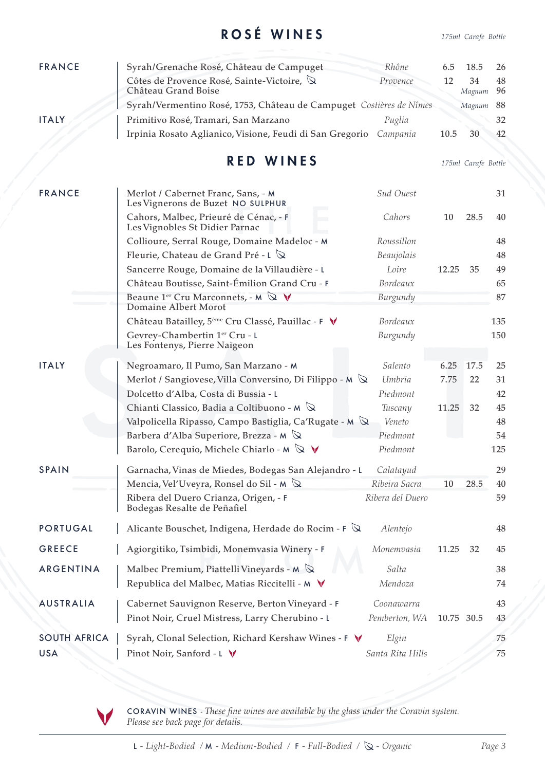## ROSÉ WINES

| Country | Wine | Region | 175ml | Carafe | Bottle |
|---|---|---|---|---|---|
| FRANCE | Syrah/Grenache Rosé, Château de Campuget | Rhône | 6.5 | 18.5 | 26 |
| | Côtes de Provence Rosé, Sainte-Victoire, (Organic) Château Grand Boise | Provence | 12 | 34 | 48 |
| | | | | Magnum | 96 |
| | Syrah/Vermentino Rosé, 1753, Château de Campuget | Costières de Nîmes | | Magnum | 88 |
| ITALY | Primitivo Rosé, Tramari, San Marzano | Puglia | | | 32 |
| | Irpinia Rosato Aglianico, Visione, Feudi di San Gregorio | Campania | 10.5 | 30 | 42 |

## RED WINES

| Country | Wine | Region | 175ml | Carafe | Bottle |
|---|---|---|---|---|---|
| FRANCE | Merlot / Cabernet Franc, Sans, - M Les Vignerons de Buzet NO SULPHUR | Sud Ouest | | | 31 |
| | Cahors, Malbec, Prieuré de Cénac, - F Les Vignobles St Didier Parnac | Cahors | 10 | 28.5 | 40 |
| | Collioure, Serral Rouge, Domaine Madeloc - M | Roussillon | | | 48 |
| | Fleurie, Chateau de Grand Pré - L (Organic) | Beaujolais | | | 48 |
| | Sancerre Rouge, Domaine de la Villaudière - L | Loire | 12.25 | 35 | 49 |
| | Château Boutisse, Saint-Émilion Grand Cru - F | Bordeaux | | | 65 |
| | Beaune 1er Cru Marconnets, - M (Organic) (Coravin) Domaine Albert Morot | Burgundy | | | 87 |
| | Château Batailley, 5ème Cru Classé, Pauillac - F (Coravin) | Bordeaux | | | 135 |
| | Gevrey-Chambertin 1er Cru - L Les Fontenys, Pierre Naigeon | Burgundy | | | 150 |
| ITALY | Negroamaro, Il Pumo, San Marzano - M | Salento | 6.25 | 17.5 | 25 |
| | Merlot / Sangiovese, Villa Conversino, Di Filippo - M (Organic) | Umbria | 7.75 | 22 | 31 |
| | Dolcetto d'Alba, Costa di Bussia - L | Piedmont | | | 42 |
| | Chianti Classico, Badia a Coltibuono - M (Organic) | Tuscany | 11.25 | 32 | 45 |
| | Valpolicella Ripasso, Campo Bastiglia, Ca'Rugate - M (Organic) | Veneto | | | 48 |
| | Barbera d'Alba Superiore, Brezza - M (Organic) | Piedmont | | | 54 |
| | Barolo, Cerequio, Michele Chiarlo - M (Organic) (Coravin) | Piedmont | | | 125 |
| SPAIN | Garnacha, Vinas de Miedes, Bodegas San Alejandro - L | Calatayud | | | 29 |
| | Mencia, Vel'Uveyra, Ronsel do Sil - M (Organic) | Ribeira Sacra | 10 | 28.5 | 40 |
| | Ribera del Duero Crianza, Origen, - F Bodegas Resalte de Peñafiel | Ribera del Duero | | | 59 |
| PORTUGAL | Alicante Bouschet, Indigena, Herdade do Rocim - F (Organic) | Alentejo | | | 48 |
| GREECE | Agiorgitiko, Tsimbidi, Monemvasia Winery - F | Monemvasia | 11.25 | 32 | 45 |
| ARGENTINA | Malbec Premium, Piattelli Vineyards - M (Organic) | Salta | | | 38 |
| | Republica del Malbec, Matias Riccitelli - M (Coravin) | Mendoza | | | 74 |
| AUSTRALIA | Cabernet Sauvignon Reserve, Berton Vineyard - F | Coonawarra | | | 43 |
| | Pinot Noir, Cruel Mistress, Larry Cherubino - L | Pemberton, WA | 10.75 | 30.5 | 43 |
| SOUTH AFRICA | Syrah, Clonal Selection, Richard Kershaw Wines - F (Coravin) | Elgin | | | 75 |
| USA | Pinot Noir, Sanford - L (Coravin) | Santa Rita Hills | | | 75 |

CORAVIN WINES - *These fine wines are available by the glass under the Coravin system. Please see back page for details.*

L - *Light-Bodied* / M - *Medium-Bodied* / F - *Full-Bodied* / (Organic) - *Organic*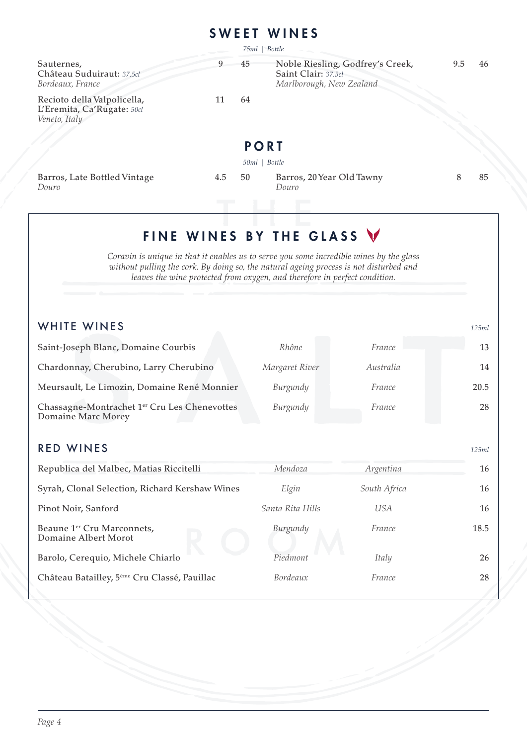## SWEET WINES

| | 75ml | Bottle |
|---|---|---|
| Sauternes, Château Suduiraut: *37.5cl* *Bordeaux, France* | 9 | 45 |
| Recioto della Valpolicella, L'Eremita, Ca'Rugate: *50cl* *Veneto, Italy* | 11 | 64 |
| Noble Riesling, Godfrey's Creek, Saint Clair: *37.5cl* *Marlborough, New Zealand* | 9.5 | 46 |

## PORT

| | 50ml | Bottle |
|---|---|---|
| Barros, Late Bottled Vintage *Douro* | 4.5 | 50 |
| Barros, 20 Year Old Tawny *Douro* | 8 | 85 |

## FINE WINES BY THE GLASS

*Coravin is unique in that it enables us to serve you some incredible wines by the glass without pulling the cork. By doing so, the natural ageing process is not disturbed and leaves the wine protected from oxygen, and therefore in perfect condition.*

### WHITE WINES

| | | | 125ml |
|---|---|---|---|
| Saint-Joseph Blanc, Domaine Courbis | *Rhône* | *France* | 13 |
| Chardonnay, Cherubino, Larry Cherubino | *Margaret River* | *Australia* | 14 |
| Meursault, Le Limozin, Domaine René Monnier | *Burgundy* | *France* | 20.5 |
| Chassagne-Montrachet 1er Cru Les Chenevottes Domaine Marc Morey | *Burgundy* | *France* | 28 |

### RED WINES

| | | | 125ml |
|---|---|---|---|
| Republica del Malbec, Matias Riccitelli | *Mendoza* | *Argentina* | 16 |
| Syrah, Clonal Selection, Richard Kershaw Wines | *Elgin* | *South Africa* | 16 |
| Pinot Noir, Sanford | *Santa Rita Hills* | *USA* | 16 |
| Beaune 1er Cru Marconnets, Domaine Albert Morot | *Burgundy* | *France* | 18.5 |
| Barolo, Cerequio, Michele Chiarlo | *Piedmont* | *Italy* | 26 |
| Château Batailley, 5ème Cru Classé, Pauillac | *Bordeaux* | *France* | 28 |